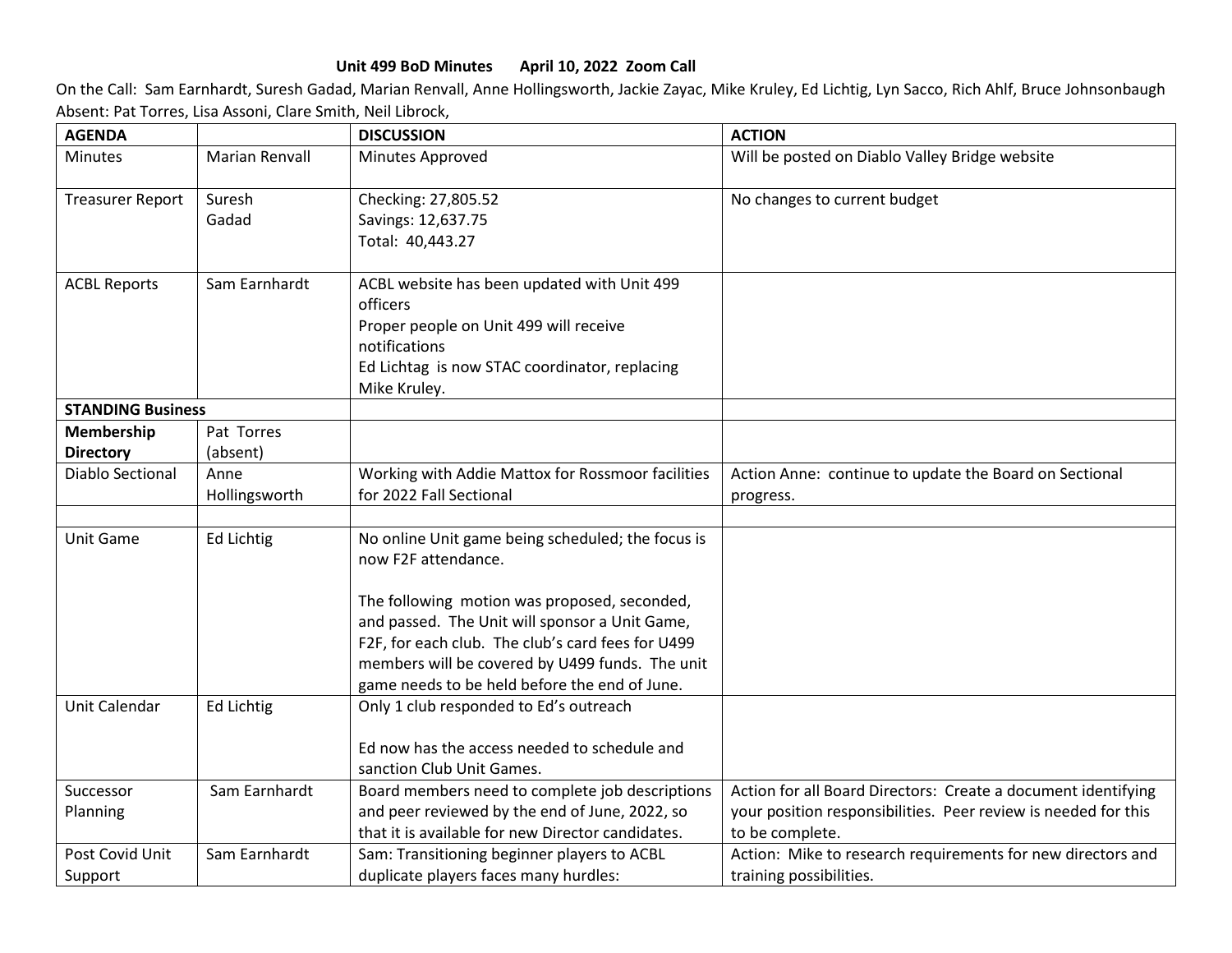**Unit 499 BoD Minutes April 10, 2022 Zoom Call**

On the Call: Sam Earnhardt, Suresh Gadad, Marian Renvall, Anne Hollingsworth, Jackie Zayac, Mike Kruley, Ed Lichtig, Lyn Sacco, Rich Ahlf, Bruce Johnsonbaugh
Absent: Pat Torres, Lisa Assoni, Clare Smith, Neil Librock,

| AGENDA | | DISCUSSION | ACTION |
|---|---|---|---|
| Minutes | Marian Renvall | Minutes Approved | Will be posted on Diablo Valley Bridge website |
| Treasurer Report | Suresh Gadad | Checking: 27,805.52<br>Savings: 12,637.75<br>Total: 40,443.27 | No changes to current budget |
| ACBL Reports | Sam Earnhardt | ACBL website has been updated with Unit 499 officers<br>Proper people on Unit 499 will receive notifications<br>Ed Lichtag is now STAC coordinator, replacing Mike Kruley. | |
| **STANDING Business** | | | |
| **Membership Directory** | Pat Torres (absent) | | |
| Diablo Sectional | Anne Hollingsworth | Working with Addie Mattox for Rossmoor facilities for 2022 Fall Sectional | Action Anne: continue to update the Board on Sectional progress. |
| | | | |
| Unit Game | Ed Lichtig | No online Unit game being scheduled; the focus is now F2F attendance.<br><br>The following motion was proposed, seconded, and passed. The Unit will sponsor a Unit Game, F2F, for each club. The club's card fees for U499 members will be covered by U499 funds. The unit game needs to be held before the end of June. | |
| Unit Calendar | Ed Lichtig | Only 1 club responded to Ed's outreach<br><br>Ed now has the access needed to schedule and sanction Club Unit Games. | |
| Successor Planning | Sam Earnhardt | Board members need to complete job descriptions and peer reviewed by the end of June, 2022, so that it is available for new Director candidates. | Action for all Board Directors: Create a document identifying your position responsibilities. Peer review is needed for this to be complete. |
| Post Covid Unit Support | Sam Earnhardt | Sam: Transitioning beginner players to ACBL duplicate players faces many hurdles: | Action: Mike to research requirements for new directors and training possibilities. |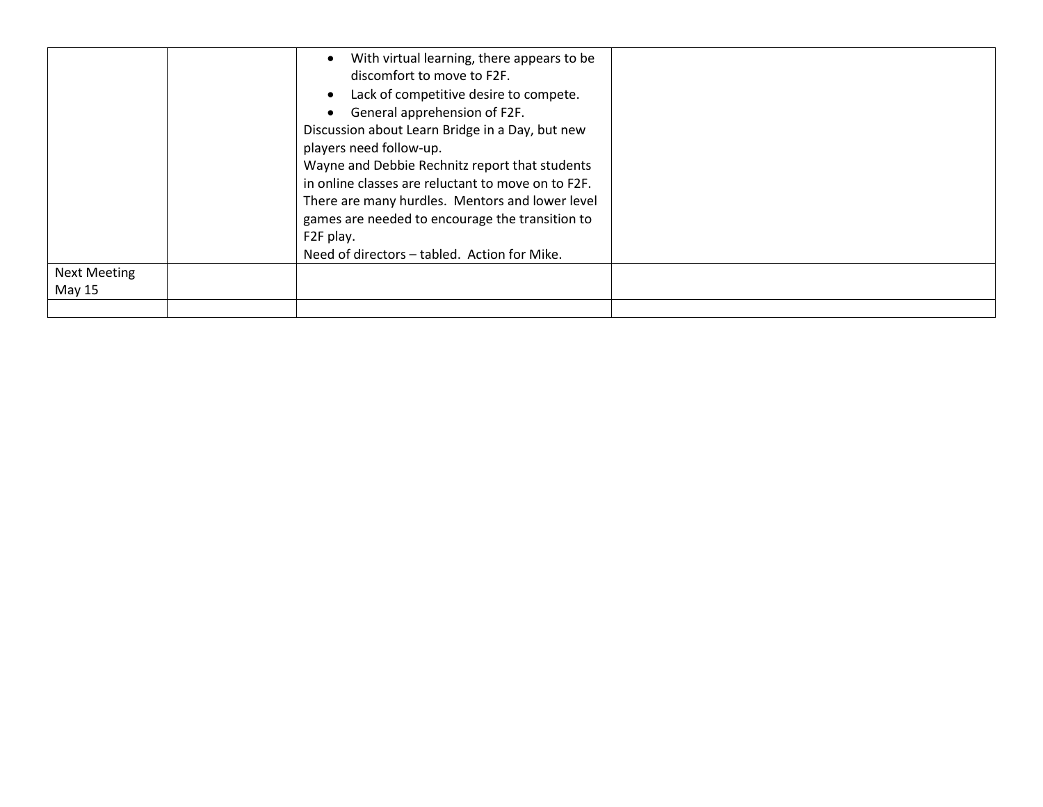| | | | |
|---|---|---|---|
| | | • With virtual learning, there appears to be discomfort to move to F2F.<br>• Lack of competitive desire to compete.<br>• General apprehension of F2F.<br>Discussion about Learn Bridge in a Day, but new players need follow-up.<br>Wayne and Debbie Rechnitz report that students in online classes are reluctant to move on to F2F. There are many hurdles. Mentors and lower level games are needed to encourage the transition to F2F play.<br>Need of directors – tabled. Action for Mike. | |
| Next Meeting May 15 | | | |
| | | | |